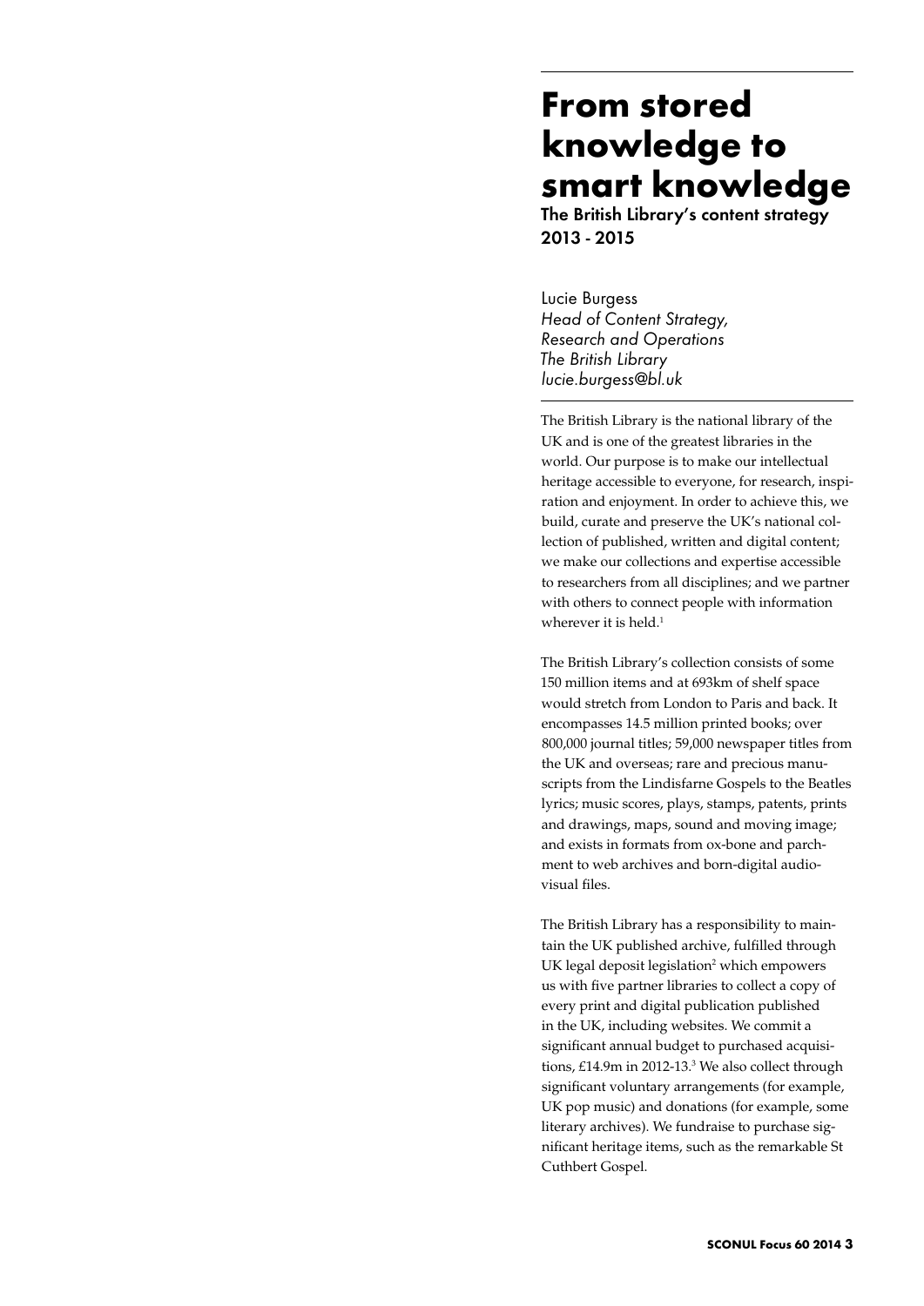# From stored knowledge to smart knowledge

## The British Library's content strategy 2013 - 2015

Lucie Burgess
*Head of Content Strategy, Research and Operations*
*The British Library*
*lucie.burgess@bl.uk*

The British Library is the national library of the UK and is one of the greatest libraries in the world. Our purpose is to make our intellectual heritage accessible to everyone, for research, inspiration and enjoyment. In order to achieve this, we build, curate and preserve the UK's national collection of published, written and digital content; we make our collections and expertise accessible to researchers from all disciplines; and we partner with others to connect people with information wherever it is held.[1]

The British Library's collection consists of some 150 million items and at 693km of shelf space would stretch from London to Paris and back. It encompasses 14.5 million printed books; over 800,000 journal titles; 59,000 newspaper titles from the UK and overseas; rare and precious manuscripts from the Lindisfarne Gospels to the Beatles lyrics; music scores, plays, stamps, patents, prints and drawings, maps, sound and moving image; and exists in formats from ox-bone and parchment to web archives and born-digital audiovisual files.

The British Library has a responsibility to maintain the UK published archive, fulfilled through UK legal deposit legislation[2] which empowers us with five partner libraries to collect a copy of every print and digital publication published in the UK, including websites. We commit a significant annual budget to purchased acquisitions, £14.9m in 2012-13.[3] We also collect through significant voluntary arrangements (for example, UK pop music) and donations (for example, some literary archives). We fundraise to purchase significant heritage items, such as the remarkable St Cuthbert Gospel.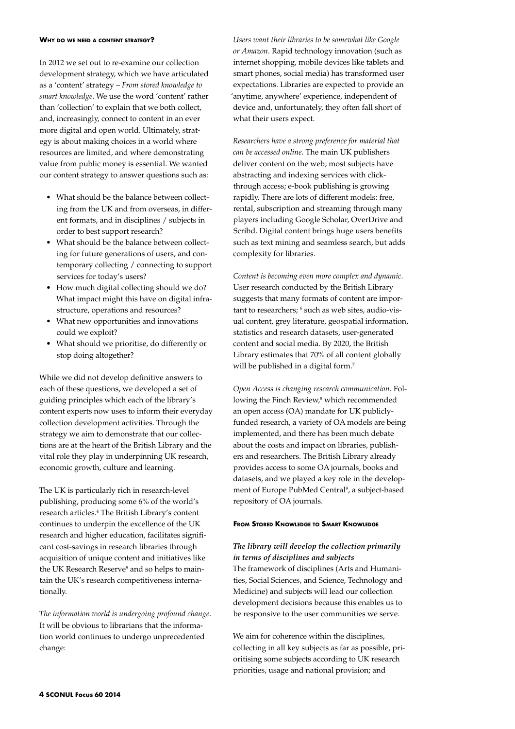### Why do we need a content strategy?

In 2012 we set out to re-examine our collection development strategy, which we have articulated as a 'content' strategy – *From stored knowledge to smart knowledge*. We use the word 'content' rather than 'collection' to explain that we both collect, and, increasingly, connect to content in an ever more digital and open world. Ultimately, strategy is about making choices in a world where resources are limited, and where demonstrating value from public money is essential. We wanted our content strategy to answer questions such as:

- What should be the balance between collecting from the UK and from overseas, in different formats, and in disciplines / subjects in order to best support research?
- What should be the balance between collecting for future generations of users, and contemporary collecting / connecting to support services for today's users?
- How much digital collecting should we do? What impact might this have on digital infrastructure, operations and resources?
- What new opportunities and innovations could we exploit?
- What should we prioritise, do differently or stop doing altogether?

While we did not develop definitive answers to each of these questions, we developed a set of guiding principles which each of the library's content experts now uses to inform their everyday collection development activities. Through the strategy we aim to demonstrate that our collections are at the heart of the British Library and the vital role they play in underpinning UK research, economic growth, culture and learning.

The UK is particularly rich in research-level publishing, producing some 6% of the world's research articles.[4] The British Library's content continues to underpin the excellence of the UK research and higher education, facilitates significant cost-savings in research libraries through acquisition of unique content and initiatives like the UK Research Reserve[5] and so helps to maintain the UK's research competitiveness internationally.

*The information world is undergoing profound change*. It will be obvious to librarians that the information world continues to undergo unprecedented change:

*Users want their libraries to be somewhat like Google or Amazon*. Rapid technology innovation (such as internet shopping, mobile devices like tablets and smart phones, social media) has transformed user expectations. Libraries are expected to provide an 'anytime, anywhere' experience, independent of device and, unfortunately, they often fall short of what their users expect.

*Researchers have a strong preference for material that can be accessed online*. The main UK publishers deliver content on the web; most subjects have abstracting and indexing services with click-through access; e-book publishing is growing rapidly. There are lots of different models: free, rental, subscription and streaming through many players including Google Scholar, OverDrive and Scribd. Digital content brings huge users benefits such as text mining and seamless search, but adds complexity for libraries.

*Content is becoming even more complex and dynamic*. User research conducted by the British Library suggests that many formats of content are important to researchers; [6] such as web sites, audio-visual content, grey literature, geospatial information, statistics and research datasets, user-generated content and social media. By 2020, the British Library estimates that 70% of all content globally will be published in a digital form.[7]

*Open Access is changing research communication*. Following the Finch Review,[8] which recommended an open access (OA) mandate for UK publicly-funded research, a variety of OA models are being implemented, and there has been much debate about the costs and impact on libraries, publishers and researchers. The British Library already provides access to some OA journals, books and datasets, and we played a key role in the development of Europe PubMed Central[9], a subject-based repository of OA journals.

### From Stored Knowledge to Smart Knowledge

***The library will develop the collection primarily in terms of disciplines and subjects***

The framework of disciplines (Arts and Humanities, Social Sciences, and Science, Technology and Medicine) and subjects will lead our collection development decisions because this enables us to be responsive to the user communities we serve.

We aim for coherence within the disciplines, collecting in all key subjects as far as possible, prioritising some subjects according to UK research priorities, usage and national provision; and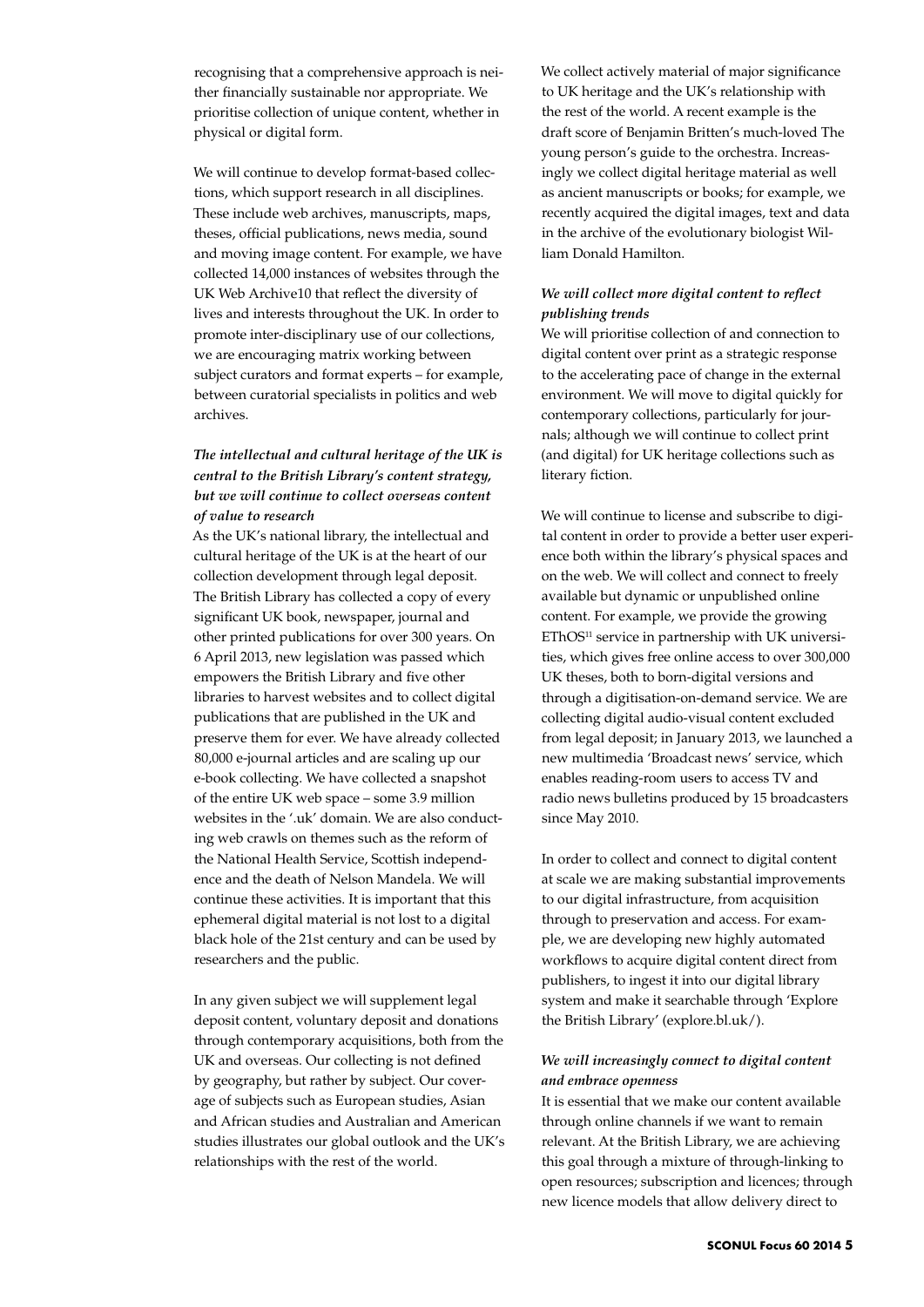recognising that a comprehensive approach is neither financially sustainable nor appropriate. We prioritise collection of unique content, whether in physical or digital form.

We will continue to develop format-based collections, which support research in all disciplines. These include web archives, manuscripts, maps, theses, official publications, news media, sound and moving image content. For example, we have collected 14,000 instances of websites through the UK Web Archive10 that reflect the diversity of lives and interests throughout the UK. In order to promote inter-disciplinary use of our collections, we are encouraging matrix working between subject curators and format experts – for example, between curatorial specialists in politics and web archives.

***The intellectual and cultural heritage of the UK is central to the British Library's content strategy, but we will continue to collect overseas content of value to research***

As the UK's national library, the intellectual and cultural heritage of the UK is at the heart of our collection development through legal deposit. The British Library has collected a copy of every significant UK book, newspaper, journal and other printed publications for over 300 years. On 6 April 2013, new legislation was passed which empowers the British Library and five other libraries to harvest websites and to collect digital publications that are published in the UK and preserve them for ever. We have already collected 80,000 e-journal articles and are scaling up our e-book collecting. We have collected a snapshot of the entire UK web space – some 3.9 million websites in the '.uk' domain. We are also conducting web crawls on themes such as the reform of the National Health Service, Scottish independence and the death of Nelson Mandela. We will continue these activities. It is important that this ephemeral digital material is not lost to a digital black hole of the 21st century and can be used by researchers and the public.

In any given subject we will supplement legal deposit content, voluntary deposit and donations through contemporary acquisitions, both from the UK and overseas. Our collecting is not defined by geography, but rather by subject. Our coverage of subjects such as European studies, Asian and African studies and Australian and American studies illustrates our global outlook and the UK's relationships with the rest of the world.

We collect actively material of major significance to UK heritage and the UK's relationship with the rest of the world. A recent example is the draft score of Benjamin Britten's much-loved The young person's guide to the orchestra. Increasingly we collect digital heritage material as well as ancient manuscripts or books; for example, we recently acquired the digital images, text and data in the archive of the evolutionary biologist William Donald Hamilton.

***We will collect more digital content to reflect publishing trends***

We will prioritise collection of and connection to digital content over print as a strategic response to the accelerating pace of change in the external environment. We will move to digital quickly for contemporary collections, particularly for journals; although we will continue to collect print (and digital) for UK heritage collections such as literary fiction.

We will continue to license and subscribe to digital content in order to provide a better user experience both within the library's physical spaces and on the web. We will collect and connect to freely available but dynamic or unpublished online content. For example, we provide the growing EThOS[11] service in partnership with UK universities, which gives free online access to over 300,000 UK theses, both to born-digital versions and through a digitisation-on-demand service. We are collecting digital audio-visual content excluded from legal deposit; in January 2013, we launched a new multimedia 'Broadcast news' service, which enables reading-room users to access TV and radio news bulletins produced by 15 broadcasters since May 2010.

In order to collect and connect to digital content at scale we are making substantial improvements to our digital infrastructure, from acquisition through to preservation and access. For example, we are developing new highly automated workflows to acquire digital content direct from publishers, to ingest it into our digital library system and make it searchable through 'Explore the British Library' (explore.bl.uk/).

***We will increasingly connect to digital content and embrace openness***

It is essential that we make our content available through online channels if we want to remain relevant. At the British Library, we are achieving this goal through a mixture of through-linking to open resources; subscription and licences; through new licence models that allow delivery direct to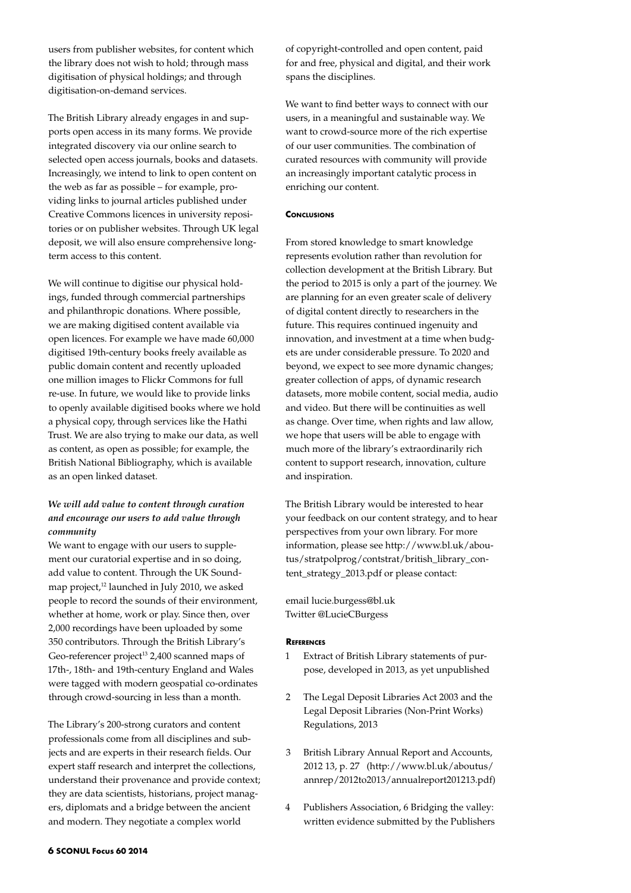users from publisher websites, for content which the library does not wish to hold; through mass digitisation of physical holdings; and through digitisation-on-demand services.

The British Library already engages in and supports open access in its many forms. We provide integrated discovery via our online search to selected open access journals, books and datasets. Increasingly, we intend to link to open content on the web as far as possible – for example, providing links to journal articles published under Creative Commons licences in university repositories or on publisher websites. Through UK legal deposit, we will also ensure comprehensive long-term access to this content.

We will continue to digitise our physical holdings, funded through commercial partnerships and philanthropic donations. Where possible, we are making digitised content available via open licences. For example we have made 60,000 digitised 19th-century books freely available as public domain content and recently uploaded one million images to Flickr Commons for full re-use. In future, we would like to provide links to openly available digitised books where we hold a physical copy, through services like the Hathi Trust. We are also trying to make our data, as well as content, as open as possible; for example, the British National Bibliography, which is available as an open linked dataset.

***We will add value to content through curation and encourage our users to add value through community***

We want to engage with our users to supplement our curatorial expertise and in so doing, add value to content. Through the UK Soundmap project,[12] launched in July 2010, we asked people to record the sounds of their environment, whether at home, work or play. Since then, over 2,000 recordings have been uploaded by some 350 contributors. Through the British Library's Geo-referencer project[13] 2,400 scanned maps of 17th-, 18th- and 19th-century England and Wales were tagged with modern geospatial co-ordinates through crowd-sourcing in less than a month.

The Library's 200-strong curators and content professionals come from all disciplines and subjects and are experts in their research fields. Our expert staff research and interpret the collections, understand their provenance and provide context; they are data scientists, historians, project managers, diplomats and a bridge between the ancient and modern. They negotiate a complex world of copyright-controlled and open content, paid for and free, physical and digital, and their work spans the disciplines.

We want to find better ways to connect with our users, in a meaningful and sustainable way. We want to crowd-source more of the rich expertise of our user communities. The combination of curated resources with community will provide an increasingly important catalytic process in enriching our content.

## Conclusions

From stored knowledge to smart knowledge represents evolution rather than revolution for collection development at the British Library. But the period to 2015 is only a part of the journey. We are planning for an even greater scale of delivery of digital content directly to researchers in the future. This requires continued ingenuity and innovation, and investment at a time when budgets are under considerable pressure. To 2020 and beyond, we expect to see more dynamic changes; greater collection of apps, of dynamic research datasets, more mobile content, social media, audio and video. But there will be continuities as well as change. Over time, when rights and law allow, we hope that users will be able to engage with much more of the library's extraordinarily rich content to support research, innovation, culture and inspiration.

The British Library would be interested to hear your feedback on our content strategy, and to hear perspectives from your own library. For more information, please see http://www.bl.uk/aboutus/stratpolprog/contstrat/british_library_content_strategy_2013.pdf or please contact:

email lucie.burgess@bl.uk
Twitter @LucieCBurgess

## References

1. Extract of British Library statements of purpose, developed in 2013, as yet unpublished
2. The Legal Deposit Libraries Act 2003 and the Legal Deposit Libraries (Non-Print Works) Regulations, 2013
3. British Library Annual Report and Accounts, 2012 13, p. 27 (http://www.bl.uk/aboutus/annrep/2012to2013/annualreport201213.pdf)
4. Publishers Association, 6 Bridging the valley: written evidence submitted by the Publishers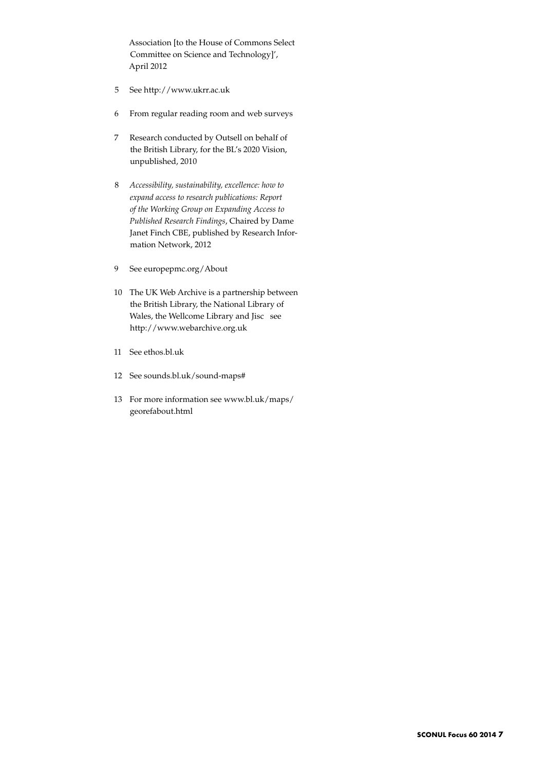Association [to the House of Commons Select Committee on Science and Technology]', April 2012

5 See http://www.ukrr.ac.uk

6 From regular reading room and web surveys

7 Research conducted by Outsell on behalf of the British Library, for the BL's 2020 Vision, unpublished, 2010

8 *Accessibility, sustainability, excellence: how to expand access to research publications: Report of the Working Group on Expanding Access to Published Research Findings*, Chaired by Dame Janet Finch CBE, published by Research Information Network, 2012

9 See europepmc.org/About

10 The UK Web Archive is a partnership between the British Library, the National Library of Wales, the Wellcome Library and Jisc see http://www.webarchive.org.uk

11 See ethos.bl.uk

12 See sounds.bl.uk/sound-maps#

13 For more information see www.bl.uk/maps/georefabout.html